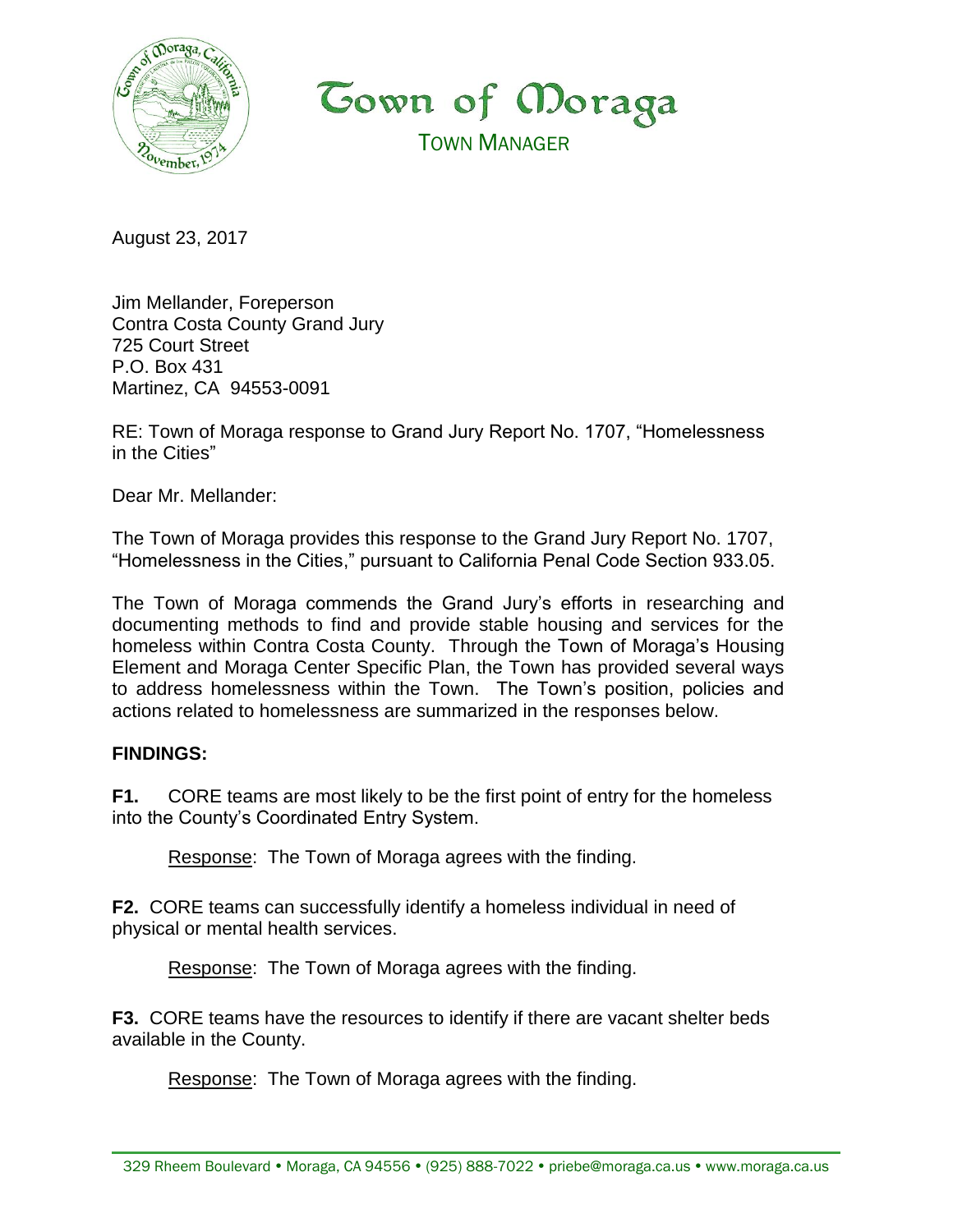# Town of Moraga

TOWN MANAGER

August 23, 2017

Jim Mellander, Foreperson
Contra Costa County Grand Jury
725 Court Street
P.O. Box 431
Martinez, CA 94553-0091

RE: Town of Moraga response to Grand Jury Report No. 1707, "Homelessness in the Cities"

Dear Mr. Mellander:

The Town of Moraga provides this response to the Grand Jury Report No. 1707, "Homelessness in the Cities," pursuant to California Penal Code Section 933.05.

The Town of Moraga commends the Grand Jury's efforts in researching and documenting methods to find and provide stable housing and services for the homeless within Contra Costa County. Through the Town of Moraga's Housing Element and Moraga Center Specific Plan, the Town has provided several ways to address homelessness within the Town. The Town's position, policies and actions related to homelessness are summarized in the responses below.

**FINDINGS:**

**F1.** CORE teams are most likely to be the first point of entry for the homeless into the County's Coordinated Entry System.

Response: The Town of Moraga agrees with the finding.

**F2.** CORE teams can successfully identify a homeless individual in need of physical or mental health services.

Response: The Town of Moraga agrees with the finding.

**F3.** CORE teams have the resources to identify if there are vacant shelter beds available in the County.

Response: The Town of Moraga agrees with the finding.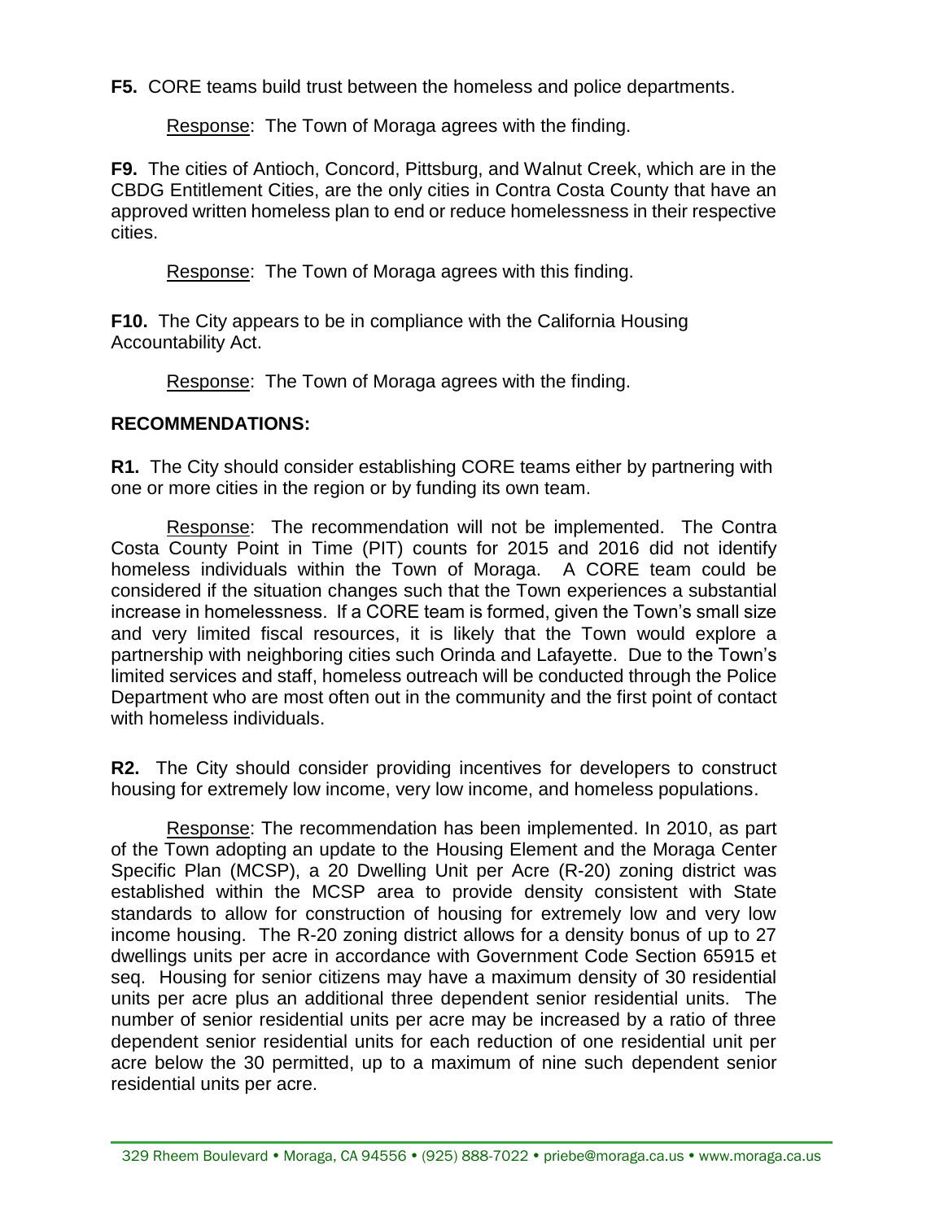**F5.** CORE teams build trust between the homeless and police departments.

Response: The Town of Moraga agrees with the finding.

**F9.** The cities of Antioch, Concord, Pittsburg, and Walnut Creek, which are in the CBDG Entitlement Cities, are the only cities in Contra Costa County that have an approved written homeless plan to end or reduce homelessness in their respective cities.

Response: The Town of Moraga agrees with this finding.

**F10.** The City appears to be in compliance with the California Housing Accountability Act.

Response: The Town of Moraga agrees with the finding.

**RECOMMENDATIONS:**

**R1.** The City should consider establishing CORE teams either by partnering with one or more cities in the region or by funding its own team.

Response: The recommendation will not be implemented. The Contra Costa County Point in Time (PIT) counts for 2015 and 2016 did not identify homeless individuals within the Town of Moraga. A CORE team could be considered if the situation changes such that the Town experiences a substantial increase in homelessness. If a CORE team is formed, given the Town's small size and very limited fiscal resources, it is likely that the Town would explore a partnership with neighboring cities such Orinda and Lafayette. Due to the Town's limited services and staff, homeless outreach will be conducted through the Police Department who are most often out in the community and the first point of contact with homeless individuals.

**R2.** The City should consider providing incentives for developers to construct housing for extremely low income, very low income, and homeless populations.

Response: The recommendation has been implemented. In 2010, as part of the Town adopting an update to the Housing Element and the Moraga Center Specific Plan (MCSP), a 20 Dwelling Unit per Acre (R-20) zoning district was established within the MCSP area to provide density consistent with State standards to allow for construction of housing for extremely low and very low income housing. The R-20 zoning district allows for a density bonus of up to 27 dwellings units per acre in accordance with Government Code Section 65915 et seq. Housing for senior citizens may have a maximum density of 30 residential units per acre plus an additional three dependent senior residential units. The number of senior residential units per acre may be increased by a ratio of three dependent senior residential units for each reduction of one residential unit per acre below the 30 permitted, up to a maximum of nine such dependent senior residential units per acre.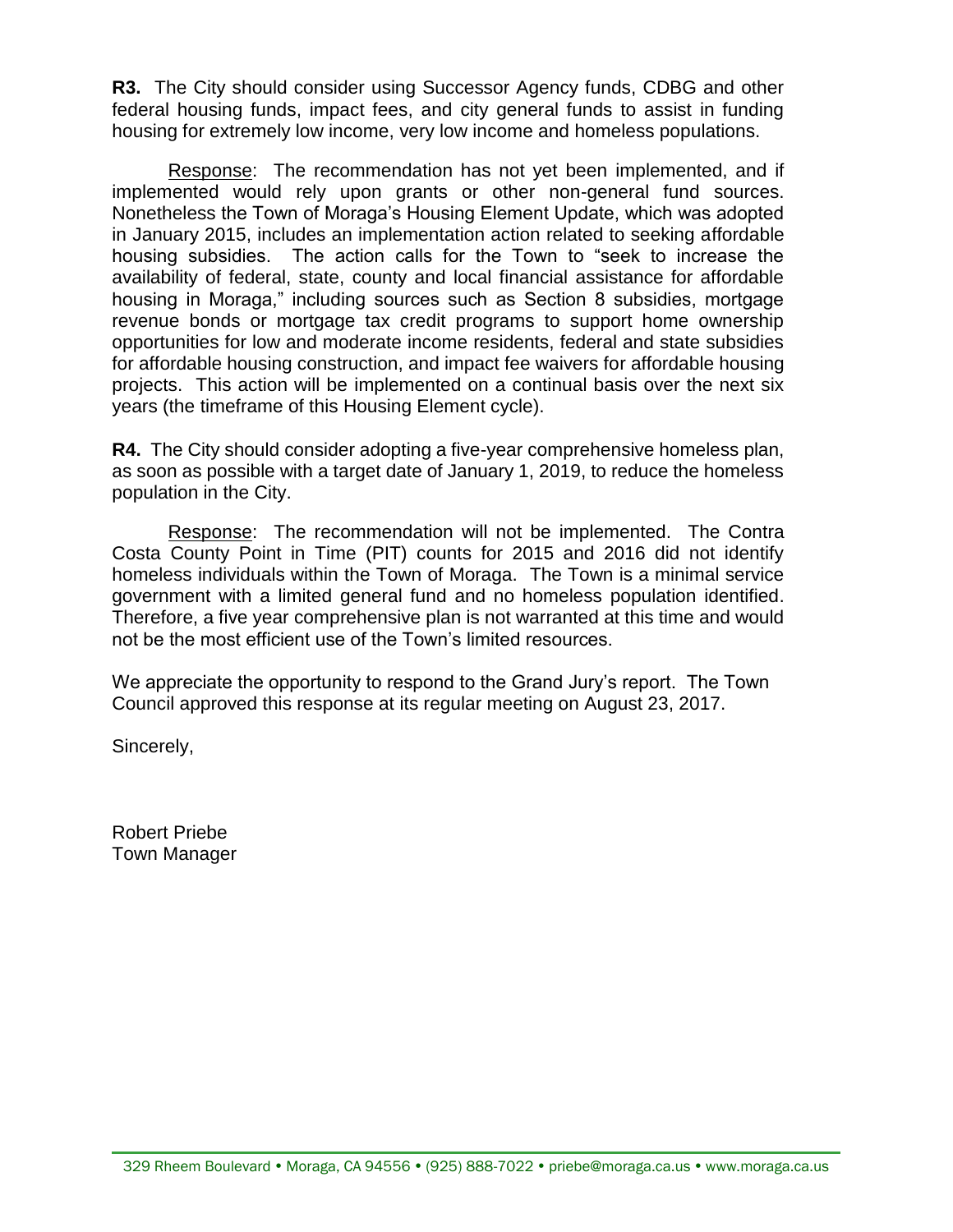**R3.** The City should consider using Successor Agency funds, CDBG and other federal housing funds, impact fees, and city general funds to assist in funding housing for extremely low income, very low income and homeless populations.

Response: The recommendation has not yet been implemented, and if implemented would rely upon grants or other non-general fund sources. Nonetheless the Town of Moraga's Housing Element Update, which was adopted in January 2015, includes an implementation action related to seeking affordable housing subsidies. The action calls for the Town to "seek to increase the availability of federal, state, county and local financial assistance for affordable housing in Moraga," including sources such as Section 8 subsidies, mortgage revenue bonds or mortgage tax credit programs to support home ownership opportunities for low and moderate income residents, federal and state subsidies for affordable housing construction, and impact fee waivers for affordable housing projects. This action will be implemented on a continual basis over the next six years (the timeframe of this Housing Element cycle).

**R4.** The City should consider adopting a five-year comprehensive homeless plan, as soon as possible with a target date of January 1, 2019, to reduce the homeless population in the City.

Response: The recommendation will not be implemented. The Contra Costa County Point in Time (PIT) counts for 2015 and 2016 did not identify homeless individuals within the Town of Moraga. The Town is a minimal service government with a limited general fund and no homeless population identified. Therefore, a five year comprehensive plan is not warranted at this time and would not be the most efficient use of the Town's limited resources.

We appreciate the opportunity to respond to the Grand Jury's report. The Town Council approved this response at its regular meeting on August 23, 2017.

Sincerely,

Robert Priebe
Town Manager

329 Rheem Boulevard • Moraga, CA 94556 • (925) 888-7022 • priebe@moraga.ca.us • www.moraga.ca.us